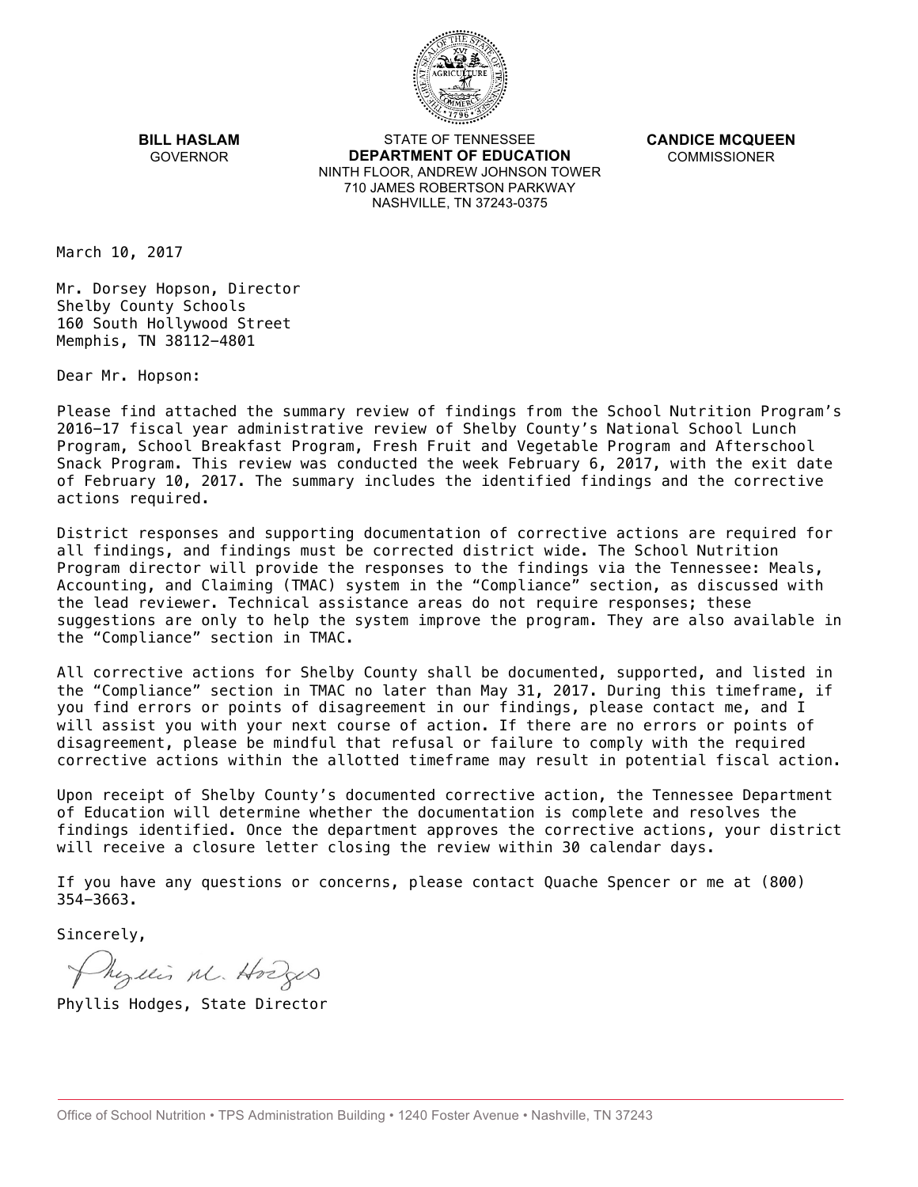**BILL HASLAM**
GOVERNOR

STATE OF TENNESSEE
**DEPARTMENT OF EDUCATION**
NINTH FLOOR, ANDREW JOHNSON TOWER
710 JAMES ROBERTSON PARKWAY
NASHVILLE, TN 37243-0375

**CANDICE MCQUEEN**
COMMISSIONER

March 10, 2017

Mr. Dorsey Hopson, Director
Shelby County Schools
160 South Hollywood Street
Memphis, TN 38112-4801

Dear Mr. Hopson:

Please find attached the summary review of findings from the School Nutrition Program's 2016-17 fiscal year administrative review of Shelby County's National School Lunch Program, School Breakfast Program, Fresh Fruit and Vegetable Program and Afterschool Snack Program. This review was conducted the week February 6, 2017, with the exit date of February 10, 2017. The summary includes the identified findings and the corrective actions required.

District responses and supporting documentation of corrective actions are required for all findings, and findings must be corrected district wide. The School Nutrition Program director will provide the responses to the findings via the Tennessee: Meals, Accounting, and Claiming (TMAC) system in the "Compliance" section, as discussed with the lead reviewer. Technical assistance areas do not require responses; these suggestions are only to help the system improve the program. They are also available in the "Compliance" section in TMAC.

All corrective actions for Shelby County shall be documented, supported, and listed in the "Compliance" section in TMAC no later than May 31, 2017. During this timeframe, if you find errors or points of disagreement in our findings, please contact me, and I will assist you with your next course of action. If there are no errors or points of disagreement, please be mindful that refusal or failure to comply with the required corrective actions within the allotted timeframe may result in potential fiscal action.

Upon receipt of Shelby County's documented corrective action, the Tennessee Department of Education will determine whether the documentation is complete and resolves the findings identified. Once the department approves the corrective actions, your district will receive a closure letter closing the review within 30 calendar days.

If you have any questions or concerns, please contact Quache Spencer or me at (800) 354-3663.

Sincerely,

Phyllis Hodges, State Director

Office of School Nutrition • TPS Administration Building • 1240 Foster Avenue • Nashville, TN 37243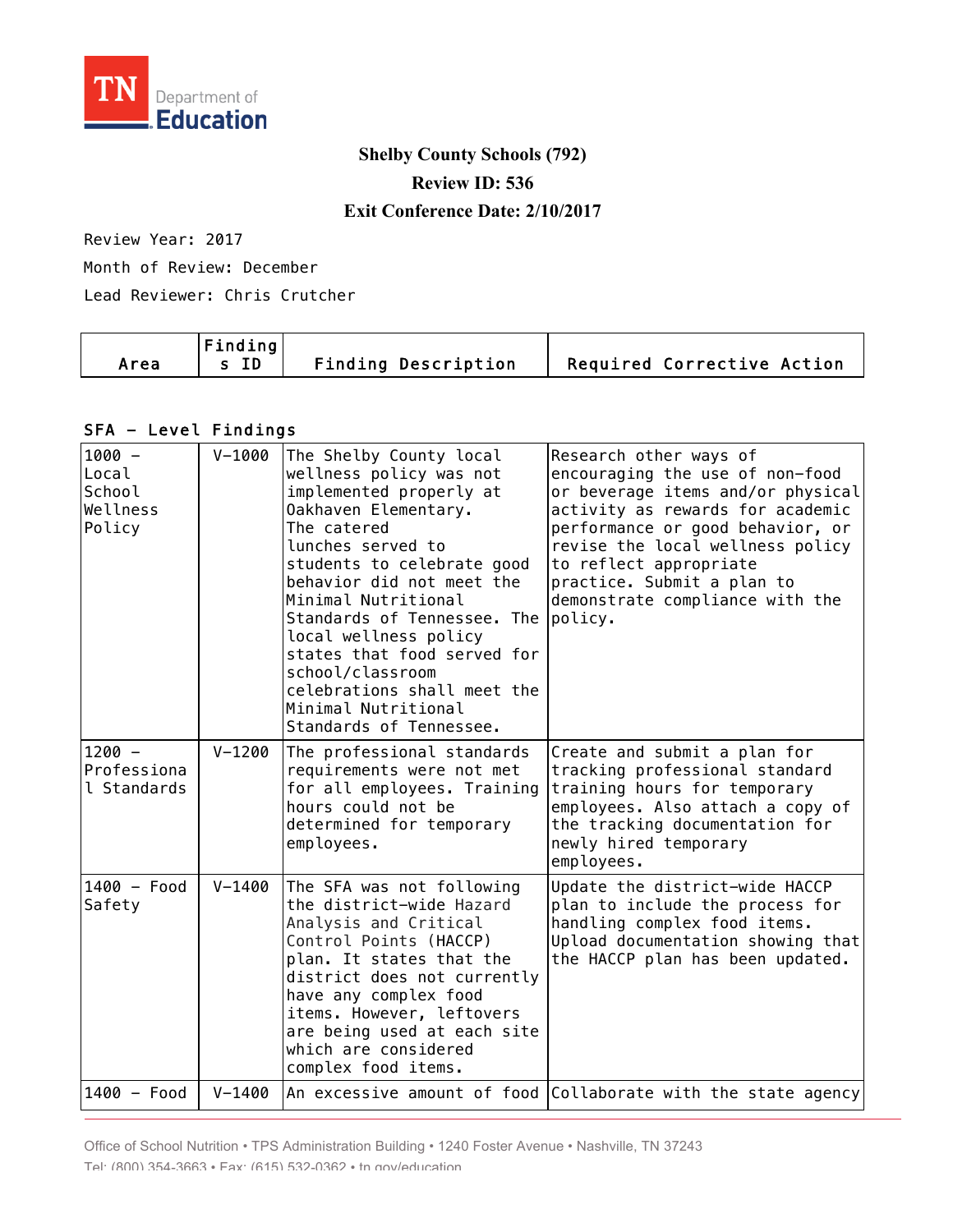**Shelby County Schools (792)**

**Review ID: 536**

**Exit Conference Date: 2/10/2017**

Review Year: 2017

Month of Review: December

Lead Reviewer: Chris Crutcher

| Area | Findings ID | Finding Description | Required Corrective Action |
|---|---|---|---|

### SFA - Level Findings

| Area | Findings ID | Finding Description | Required Corrective Action |
|---|---|---|---|
| 1000 - Local School Wellness Policy | V-1000 | The Shelby County local wellness policy was not implemented properly at Oakhaven Elementary. The catered lunches served to students to celebrate good behavior did not meet the Minimal Nutritional Standards of Tennessee. The local wellness policy states that food served for school/classroom celebrations shall meet the Minimal Nutritional Standards of Tennessee. | Research other ways of encouraging the use of non-food or beverage items and/or physical activity as rewards for academic performance or good behavior, or revise the local wellness policy to reflect appropriate practice. Submit a plan to demonstrate compliance with the policy. |
| 1200 - Professional Standards | V-1200 | The professional standards requirements were not met for all employees. Training hours could not be determined for temporary employees. | Create and submit a plan for tracking professional standard training hours for temporary employees. Also attach a copy of the tracking documentation for newly hired temporary employees. |
| 1400 - Food Safety | V-1400 | The SFA was not following the district-wide Hazard Analysis and Critical Control Points (HACCP) plan. It states that the district does not currently have any complex food items. However, leftovers are being used at each site which are considered complex food items. | Update the district-wide HACCP plan to include the process for handling complex food items. Upload documentation showing that the HACCP plan has been updated. |
| 1400 - Food | V-1400 | An excessive amount of food | Collaborate with the state agency |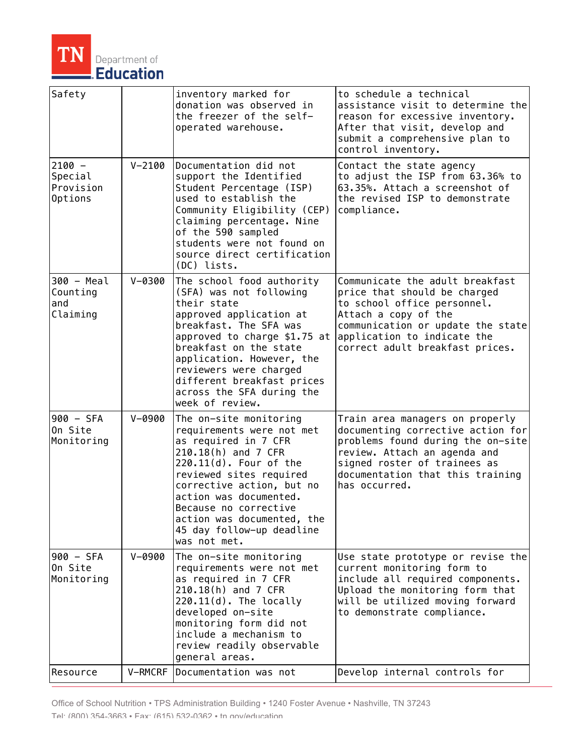| Safety | | inventory marked for donation was observed in the freezer of the self-operated warehouse. | to schedule a technical assistance visit to determine the reason for excessive inventory. After that visit, develop and submit a comprehensive plan to control inventory. |
|---|---|---|---|
| 2100 - Special Provision Options | V-2100 | Documentation did not support the Identified Student Percentage (ISP) used to establish the Community Eligibility (CEP) claiming percentage. Nine of the 590 sampled students were not found on source direct certification (DC) lists. | Contact the state agency to adjust the ISP from 63.36% to 63.35%. Attach a screenshot of the revised ISP to demonstrate compliance. |
| 300 - Meal Counting and Claiming | V-0300 | The school food authority (SFA) was not following their state approved application at breakfast. The SFA was approved to charge $1.75 at breakfast on the state application. However, the reviewers were charged different breakfast prices across the SFA during the week of review. | Communicate the adult breakfast price that should be charged to school office personnel. Attach a copy of the communication or update the state application to indicate the correct adult breakfast prices. |
| 900 - SFA On Site Monitoring | V-0900 | The on-site monitoring requirements were not met as required in 7 CFR 210.18(h) and 7 CFR 220.11(d). Four of the reviewed sites required corrective action, but no action was documented. Because no corrective action was documented, the 45 day follow-up deadline was not met. | Train area managers on properly documenting corrective action for problems found during the on-site review. Attach an agenda and signed roster of trainees as documentation that this training has occurred. |
| 900 - SFA On Site Monitoring | V-0900 | The on-site monitoring requirements were not met as required in 7 CFR 210.18(h) and 7 CFR 220.11(d). The locally developed on-site monitoring form did not include a mechanism to review readily observable general areas. | Use state prototype or revise the current monitoring form to include all required components. Upload the monitoring form that will be utilized moving forward to demonstrate compliance. |
| Resource | V-RMCRF | Documentation was not | Develop internal controls for |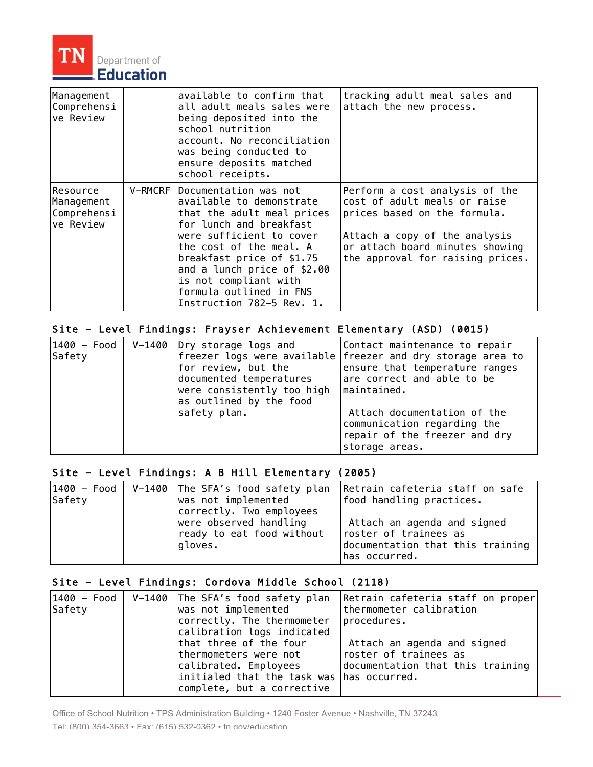| | | | |
|---|---|---|---|
| Management Comprehensive Review | | available to confirm that all adult meals sales were being deposited into the school nutrition account. No reconciliation was being conducted to ensure deposits matched school receipts. | tracking adult meal sales and attach the new process. |
| Resource Management Comprehensive Review | V-RMCRF | Documentation was not available to demonstrate that the adult meal prices for lunch and breakfast were sufficient to cover the cost of the meal. A breakfast price of $1.75 and a lunch price of $2.00 is not compliant with formula outlined in FNS Instruction 782-5 Rev. 1. | Perform a cost analysis of the cost of adult meals or raise prices based on the formula.<br><br>Attach a copy of the analysis or attach board minutes showing the approval for raising prices. |

## Site - Level Findings: Frayser Achievement Elementary (ASD) (0015)

| | | | |
|---|---|---|---|
| 1400 - Food Safety | V-1400 | Dry storage logs and freezer logs were available for review, but the documented temperatures were consistently too high as outlined by the food safety plan. | Contact maintenance to repair freezer and dry storage area to ensure that temperature ranges are correct and able to be maintained.<br><br>Attach documentation of the communication regarding the repair of the freezer and dry storage areas. |

## Site - Level Findings: A B Hill Elementary (2005)

| | | | |
|---|---|---|---|
| 1400 - Food Safety | V-1400 | The SFA's food safety plan was not implemented correctly. Two employees were observed handling ready to eat food without gloves. | Retrain cafeteria staff on safe food handling practices.<br><br>Attach an agenda and signed roster of trainees as documentation that this training has occurred. |

## Site - Level Findings: Cordova Middle School (2118)

| | | | |
|---|---|---|---|
| 1400 - Food Safety | V-1400 | The SFA's food safety plan was not implemented correctly. The thermometer calibration logs indicated that three of the four thermometers were not calibrated. Employees initialed that the task was complete, but a corrective | Retrain cafeteria staff on proper thermometer calibration procedures.<br><br>Attach an agenda and signed roster of trainees as documentation that this training has occurred. |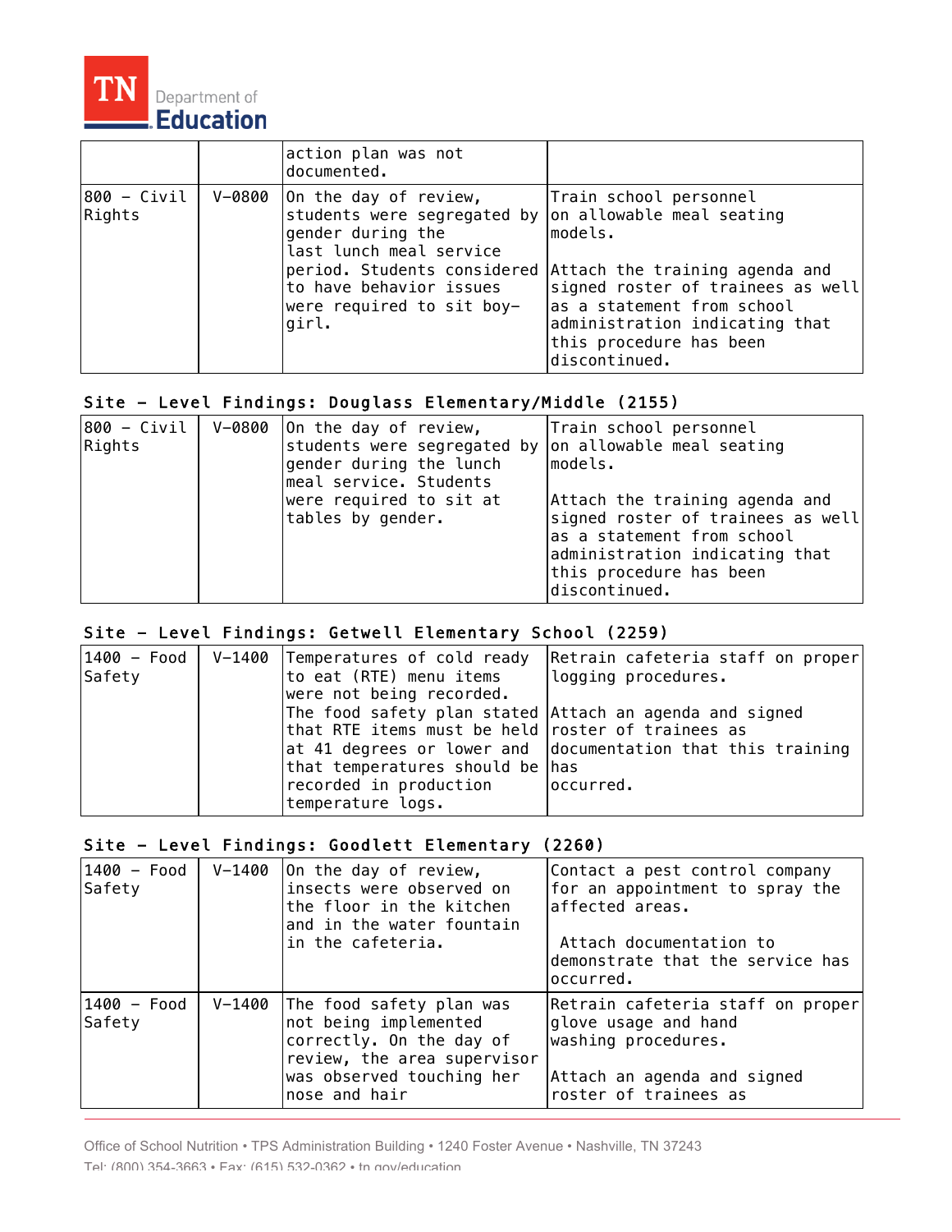| | | action plan was not documented. | |
|---|---|---|---|
| 800 – Civil Rights | V-0800 | On the day of review, students were segregated by gender during the last lunch meal service period. Students considered to have behavior issues were required to sit boy-girl. | Train school personnel on allowable meal seating models.<br><br>Attach the training agenda and signed roster of trainees as well as a statement from school administration indicating that this procedure has been discontinued. |

### Site – Level Findings: Douglass Elementary/Middle (2155)

| | | | |
|---|---|---|---|
| 800 – Civil Rights | V-0800 | On the day of review, students were segregated by gender during the lunch meal service. Students were required to sit at tables by gender. | Train school personnel on allowable meal seating models.<br><br>Attach the training agenda and signed roster of trainees as well as a statement from school administration indicating that this procedure has been discontinued. |

### Site – Level Findings: Getwell Elementary School (2259)

| | | | |
|---|---|---|---|
| 1400 – Food Safety | V-1400 | Temperatures of cold ready to eat (RTE) menu items were not being recorded. The food safety plan stated that RTE items must be held at 41 degrees or lower and that temperatures should be recorded in production temperature logs. | Retrain cafeteria staff on proper logging procedures.<br><br>Attach an agenda and signed roster of trainees as documentation that this training has occurred. |

### Site – Level Findings: Goodlett Elementary (2260)

| | | | |
|---|---|---|---|
| 1400 – Food Safety | V-1400 | On the day of review, insects were observed on the floor in the kitchen and in the water fountain in the cafeteria. | Contact a pest control company for an appointment to spray the affected areas.<br><br>Attach documentation to demonstrate that the service has occurred. |
| 1400 – Food Safety | V-1400 | The food safety plan was not being implemented correctly. On the day of review, the area supervisor was observed touching her nose and hair | Retrain cafeteria staff on proper glove usage and hand washing procedures.<br><br>Attach an agenda and signed roster of trainees as |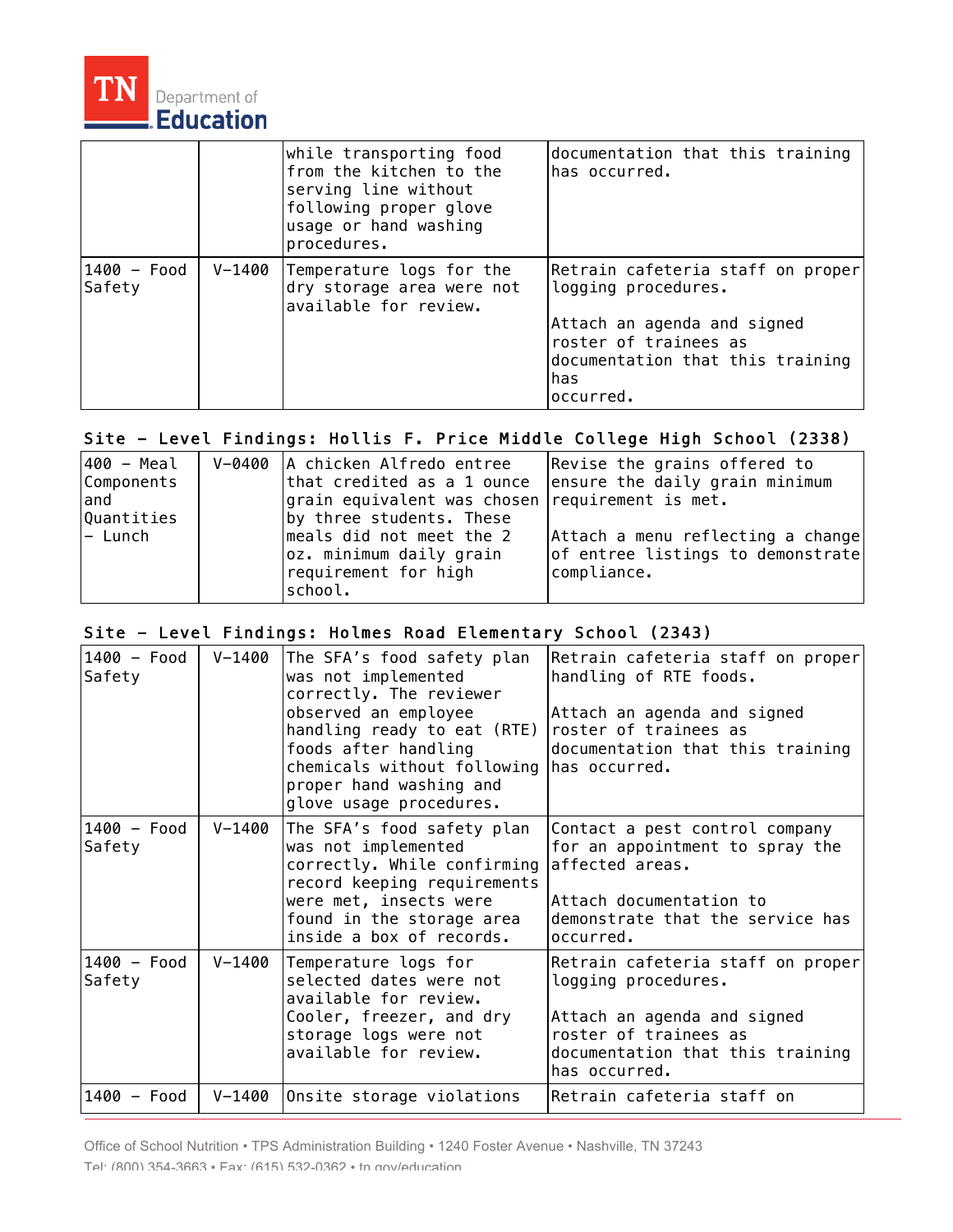| | | while transporting food from the kitchen to the serving line without following proper glove usage or hand washing procedures. | documentation that this training has occurred. |
|---|---|---|---|
| 1400 – Food Safety | V-1400 | Temperature logs for the dry storage area were not available for review. | Retrain cafeteria staff on proper logging procedures.<br><br>Attach an agenda and signed roster of trainees as documentation that this training has occurred. |

**Site - Level Findings: Hollis F. Price Middle College High School (2338)**

| | | | |
|---|---|---|---|
| 400 – Meal Components and Quantities – Lunch | V-0400 | A chicken Alfredo entree that credited as a 1 ounce grain equivalent was chosen by three students. These meals did not meet the 2 oz. minimum daily grain requirement for high school. | Revise the grains offered to ensure the daily grain minimum requirement is met.<br><br>Attach a menu reflecting a change of entree listings to demonstrate compliance. |

**Site - Level Findings: Holmes Road Elementary School (2343)**

| | | | |
|---|---|---|---|
| 1400 – Food Safety | V-1400 | The SFA's food safety plan was not implemented correctly. The reviewer observed an employee handling ready to eat (RTE) foods after handling chemicals without following proper hand washing and glove usage procedures. | Retrain cafeteria staff on proper handling of RTE foods.<br><br>Attach an agenda and signed roster of trainees as documentation that this training has occurred. |
| 1400 – Food Safety | V-1400 | The SFA's food safety plan was not implemented correctly. While confirming record keeping requirements were met, insects were found in the storage area inside a box of records. | Contact a pest control company for an appointment to spray the affected areas.<br><br>Attach documentation to demonstrate that the service has occurred. |
| 1400 – Food Safety | V-1400 | Temperature logs for selected dates were not available for review. Cooler, freezer, and dry storage logs were not available for review. | Retrain cafeteria staff on proper logging procedures.<br><br>Attach an agenda and signed roster of trainees as documentation that this training has occurred. |
| 1400 – Food | V-1400 | Onsite storage violations | Retrain cafeteria staff on |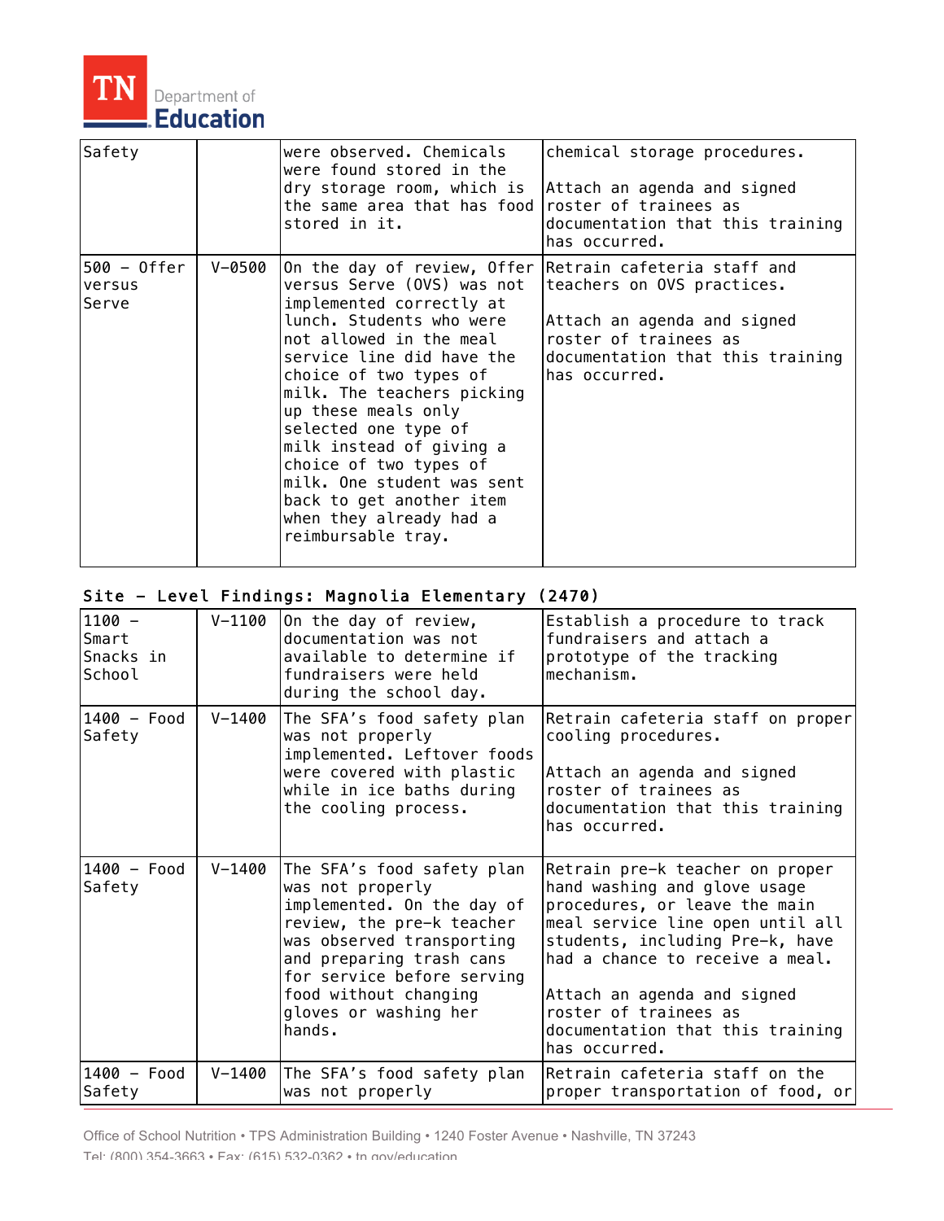| | | | |
|---|---|---|---|
| Safety | | were observed. Chemicals were found stored in the dry storage room, which is the same area that has food stored in it. | chemical storage procedures.<br><br>Attach an agenda and signed roster of trainees as documentation that this training has occurred. |
| 500 – Offer versus Serve | V-0500 | On the day of review, Offer versus Serve (OVS) was not implemented correctly at lunch. Students who were not allowed in the meal service line did have the choice of two types of milk. The teachers picking up these meals only selected one type of milk instead of giving a choice of two types of milk. One student was sent back to get another item when they already had a reimbursable tray. | Retrain cafeteria staff and teachers on OVS practices.<br><br>Attach an agenda and signed roster of trainees as documentation that this training has occurred. |

**Site – Level Findings: Magnolia Elementary (2470)**

| | | | |
|---|---|---|---|
| 1100 – Smart Snacks in School | V-1100 | On the day of review, documentation was not available to determine if fundraisers were held during the school day. | Establish a procedure to track fundraisers and attach a prototype of the tracking mechanism. |
| 1400 – Food Safety | V-1400 | The SFA's food safety plan was not properly implemented. Leftover foods were covered with plastic while in ice baths during the cooling process. | Retrain cafeteria staff on proper cooling procedures.<br><br>Attach an agenda and signed roster of trainees as documentation that this training has occurred. |
| 1400 – Food Safety | V-1400 | The SFA's food safety plan was not properly implemented. On the day of review, the pre-k teacher was observed transporting and preparing trash cans for service before serving food without changing gloves or washing her hands. | Retrain pre-k teacher on proper hand washing and glove usage procedures, or leave the main meal service line open until all students, including Pre-K, have had a chance to receive a meal.<br><br>Attach an agenda and signed roster of trainees as documentation that this training has occurred. |
| 1400 – Food Safety | V-1400 | The SFA's food safety plan was not properly | Retrain cafeteria staff on the proper transportation of food, or |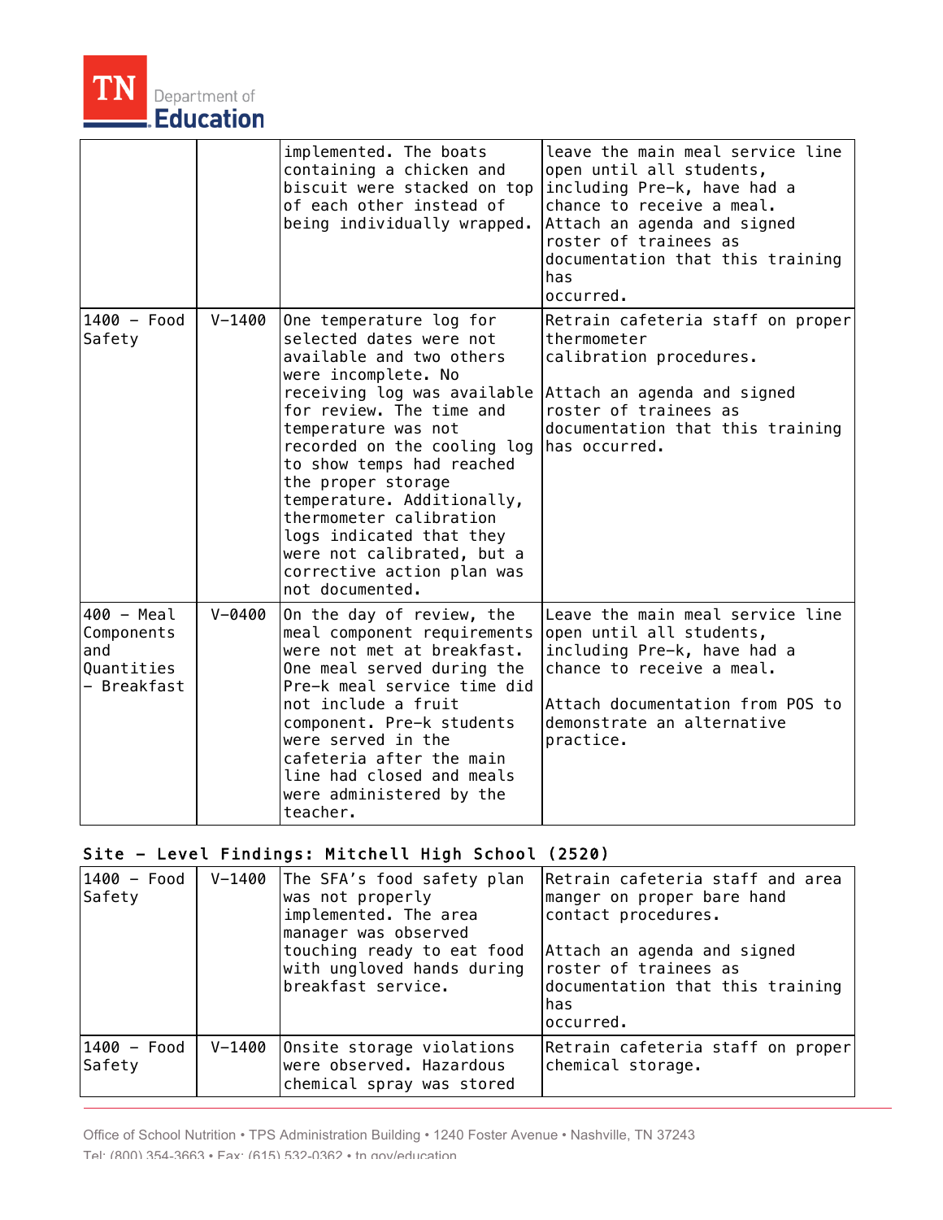| | | | |
|---|---|---|---|
| | | implemented. The boats containing a chicken and biscuit were stacked on top of each other instead of being individually wrapped. | leave the main meal service line open until all students, including Pre-k, have had a chance to receive a meal. Attach an agenda and signed roster of trainees as documentation that this training has occurred. |
| 1400 – Food Safety | V-1400 | One temperature log for selected dates were not available and two others were incomplete. No receiving log was available for review. The time and temperature was not recorded on the cooling log to show temps had reached the proper storage temperature. Additionally, thermometer calibration logs indicated that they were not calibrated, but a corrective action plan was not documented. | Retrain cafeteria staff on proper thermometer calibration procedures.<br><br>Attach an agenda and signed roster of trainees as documentation that this training has occurred. |
| 400 – Meal Components and Quantities – Breakfast | V-0400 | On the day of review, the meal component requirements were not met at breakfast. One meal served during the Pre-k meal service time did not include a fruit component. Pre-k students were served in the cafeteria after the main line had closed and meals were administered by the teacher. | Leave the main meal service line open until all students, including Pre-k, have had a chance to receive a meal.<br><br>Attach documentation from POS to demonstrate an alternative practice. |

## Site – Level Findings: Mitchell High School (2520)

| | | | |
|---|---|---|---|
| 1400 – Food Safety | V-1400 | The SFA's food safety plan was not properly implemented. The area manager was observed touching ready to eat food with ungloved hands during breakfast service. | Retrain cafeteria staff and area manger on proper bare hand contact procedures.<br><br>Attach an agenda and signed roster of trainees as documentation that this training has occurred. |
| 1400 – Food Safety | V-1400 | Onsite storage violations were observed. Hazardous chemical spray was stored | Retrain cafeteria staff on proper chemical storage. |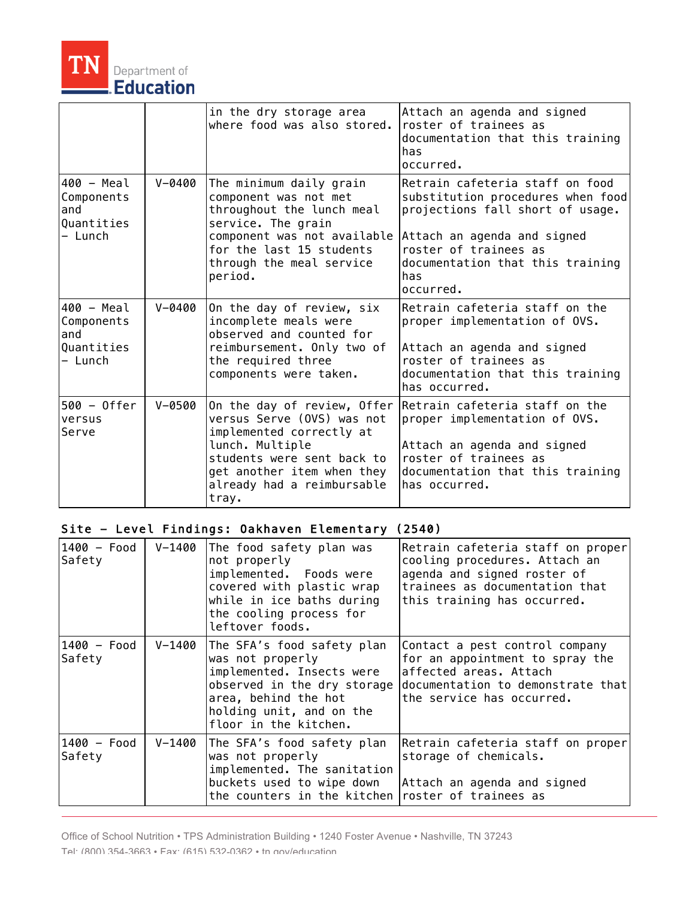| | | in the dry storage area where food was also stored. | Attach an agenda and signed roster of trainees as documentation that this training has occurred. |
|---|---|---|---|
| 400 – Meal Components and Quantities – Lunch | V-0400 | The minimum daily grain component was not met throughout the lunch meal service. The grain component was not available for the last 15 students through the meal service period. | Retrain cafeteria staff on food substitution procedures when food projections fall short of usage.<br><br>Attach an agenda and signed roster of trainees as documentation that this training has occurred. |
| 400 – Meal Components and Quantities – Lunch | V-0400 | On the day of review, six incomplete meals were observed and counted for reimbursement. Only two of the required three components were taken. | Retrain cafeteria staff on the proper implementation of OVS.<br><br>Attach an agenda and signed roster of trainees as documentation that this training has occurred. |
| 500 – Offer versus Serve | V-0500 | On the day of review, Offer versus Serve (OVS) was not implemented correctly at lunch. Multiple students were sent back to get another item when they already had a reimbursable tray. | Retrain cafeteria staff on the proper implementation of OVS.<br><br>Attach an agenda and signed roster of trainees as documentation that this training has occurred. |

### Site – Level Findings: Oakhaven Elementary (2540)

| | | | |
|---|---|---|---|
| 1400 – Food Safety | V-1400 | The food safety plan was not properly implemented. Foods were covered with plastic wrap while in ice baths during the cooling process for leftover foods. | Retrain cafeteria staff on proper cooling procedures. Attach an agenda and signed roster of trainees as documentation that this training has occurred. |
| 1400 – Food Safety | V-1400 | The SFA's food safety plan was not properly implemented. Insects were observed in the dry storage area, behind the hot holding unit, and on the floor in the kitchen. | Contact a pest control company for an appointment to spray the affected areas. Attach documentation to demonstrate that the service has occurred. |
| 1400 – Food Safety | V-1400 | The SFA's food safety plan was not properly implemented. The sanitation buckets used to wipe down the counters in the kitchen | Retrain cafeteria staff on proper storage of chemicals.<br><br>Attach an agenda and signed roster of trainees as |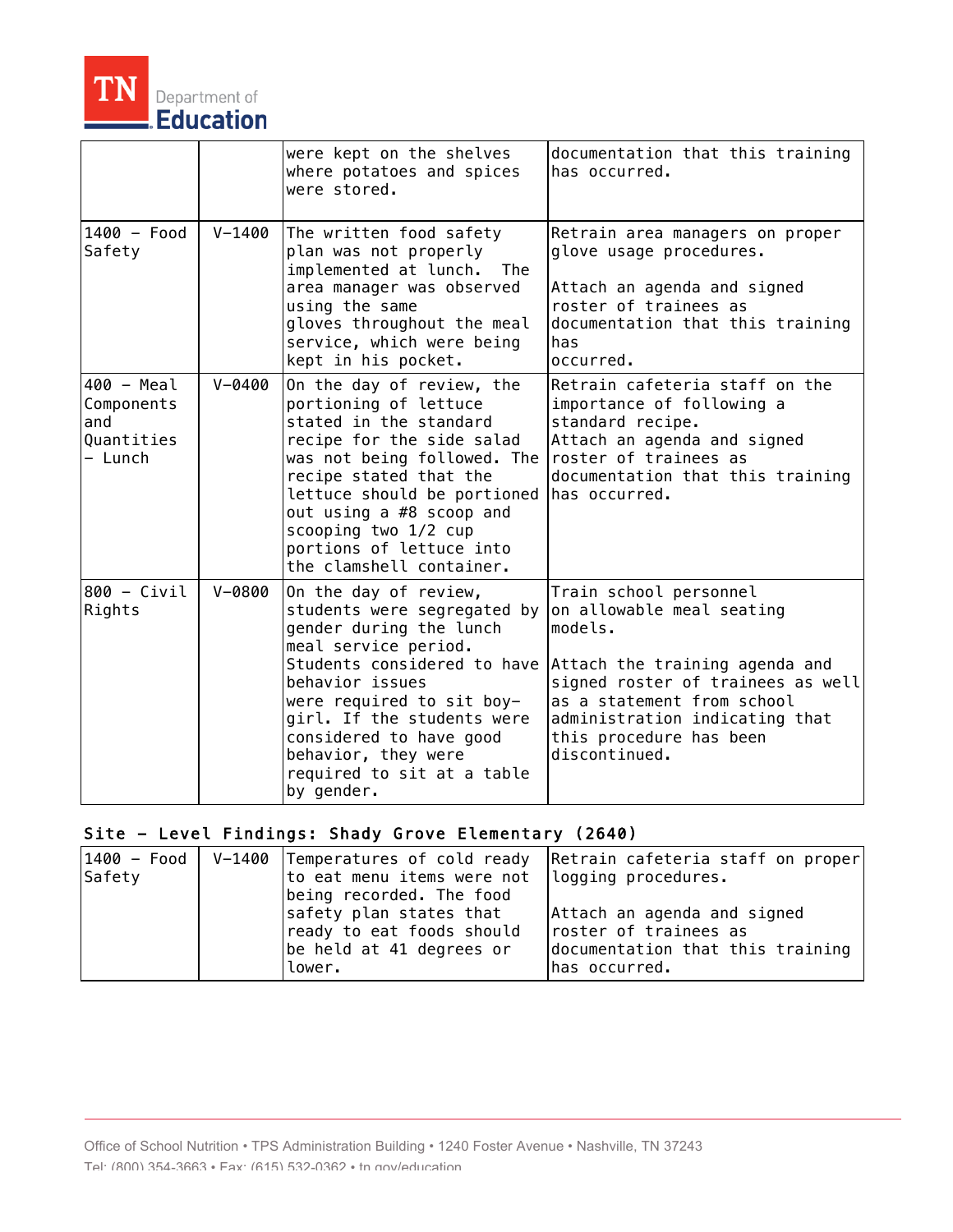| | | | |
|---|---|---|---|
| | | were kept on the shelves where potatoes and spices were stored. | documentation that this training has occurred. |
| 1400 – Food Safety | V-1400 | The written food safety plan was not properly implemented at lunch. The area manager was observed using the same gloves throughout the meal service, which were being kept in his pocket. | Retrain area managers on proper glove usage procedures.<br><br>Attach an agenda and signed roster of trainees as documentation that this training has occurred. |
| 400 – Meal Components and Quantities – Lunch | V-0400 | On the day of review, the portioning of lettuce stated in the standard recipe for the side salad was not being followed. The recipe stated that the lettuce should be portioned out using a #8 scoop and scooping two 1/2 cup portions of lettuce into the clamshell container. | Retrain cafeteria staff on the importance of following a standard recipe.<br>Attach an agenda and signed roster of trainees as documentation that this training has occurred. |
| 800 – Civil Rights | V-0800 | On the day of review, students were segregated by gender during the lunch meal service period. Students considered to have behavior issues were required to sit boy-girl. If the students were considered to have good behavior, they were required to sit at a table by gender. | Train school personnel on allowable meal seating models.<br><br>Attach the training agenda and signed roster of trainees as well as a statement from school administration indicating that this procedure has been discontinued. |

### Site – Level Findings: Shady Grove Elementary (2640)

| | | | |
|---|---|---|---|
| 1400 – Food Safety | V-1400 | Temperatures of cold ready to eat menu items were not being recorded. The food safety plan states that ready to eat foods should be held at 41 degrees or lower. | Retrain cafeteria staff on proper logging procedures.<br><br>Attach an agenda and signed roster of trainees as documentation that this training has occurred. |